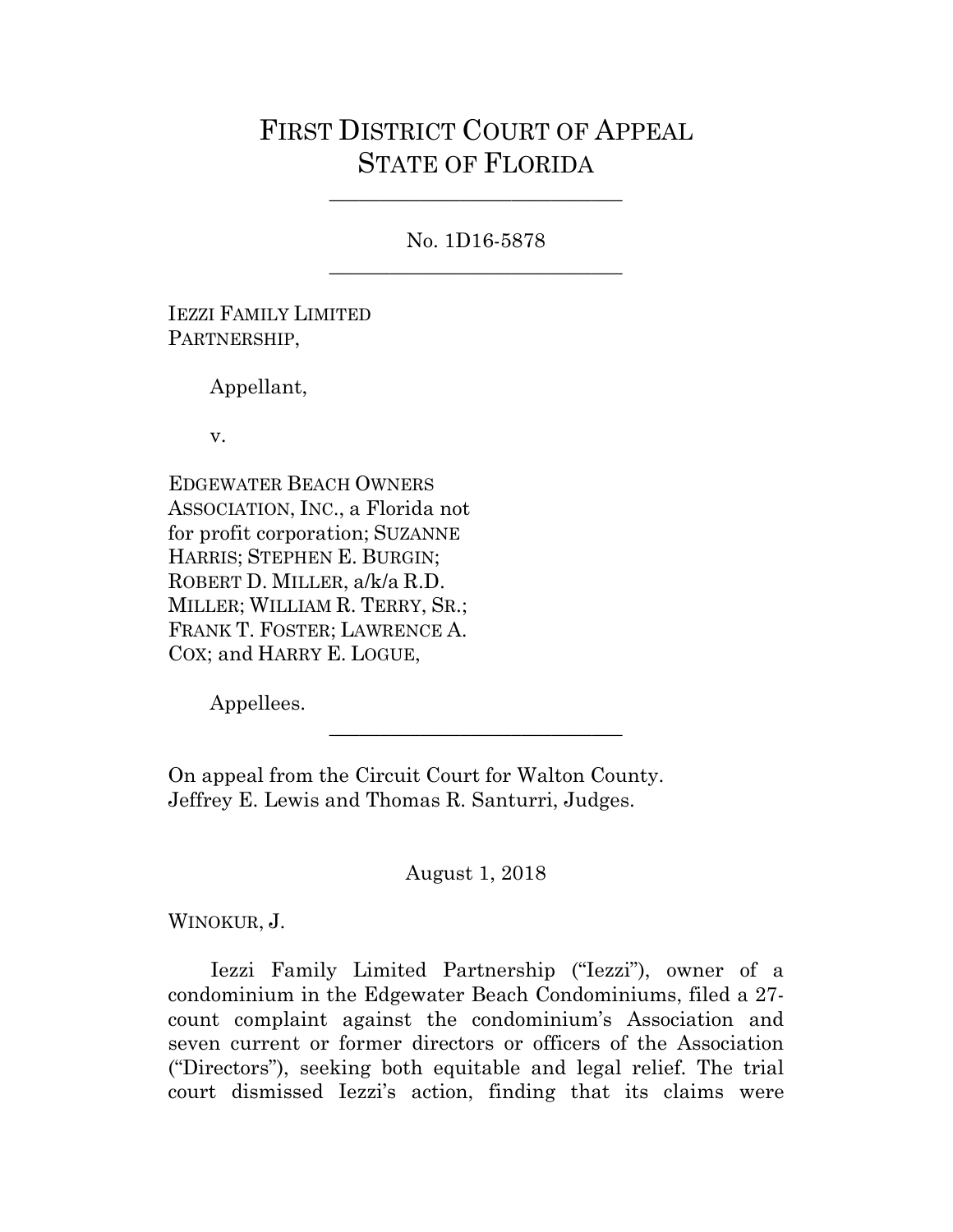# FIRST DISTRICT COURT OF APPEAL
# STATE OF FLORIDA

_____________________________

No. 1D16-5878

_____________________________

IEZZI FAMILY LIMITED PARTNERSHIP,

Appellant,

v.

EDGEWATER BEACH OWNERS ASSOCIATION, INC., a Florida not for profit corporation; SUZANNE HARRIS; STEPHEN E. BURGIN; ROBERT D. MILLER, a/k/a R.D. MILLER; WILLIAM R. TERRY, SR.; FRANK T. FOSTER; LAWRENCE A. COX; and HARRY E. LOGUE,

Appellees.

_____________________________

On appeal from the Circuit Court for Walton County.
Jeffrey E. Lewis and Thomas R. Santurri, Judges.

August 1, 2018

WINOKUR, J.

Iezzi Family Limited Partnership ("Iezzi"), owner of a condominium in the Edgewater Beach Condominiums, filed a 27-count complaint against the condominium's Association and seven current or former directors or officers of the Association ("Directors"), seeking both equitable and legal relief. The trial court dismissed Iezzi's action, finding that its claims were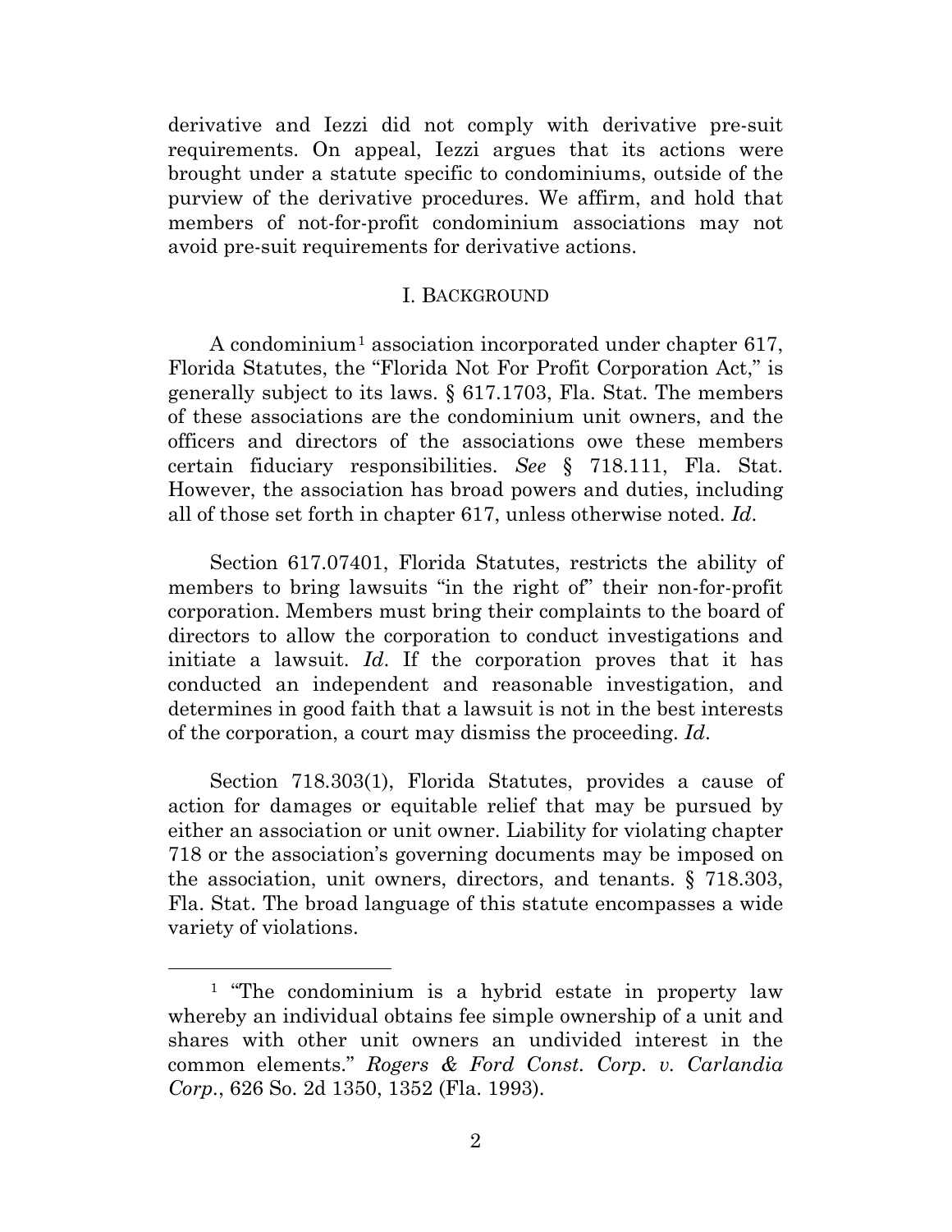derivative and Iezzi did not comply with derivative pre-suit requirements. On appeal, Iezzi argues that its actions were brought under a statute specific to condominiums, outside of the purview of the derivative procedures. We affirm, and hold that members of not-for-profit condominium associations may not avoid pre-suit requirements for derivative actions.

## I. BACKGROUND

A condominium[1] association incorporated under chapter 617, Florida Statutes, the "Florida Not For Profit Corporation Act," is generally subject to its laws. § 617.1703, Fla. Stat. The members of these associations are the condominium unit owners, and the officers and directors of the associations owe these members certain fiduciary responsibilities. *See* § 718.111, Fla. Stat. However, the association has broad powers and duties, including all of those set forth in chapter 617, unless otherwise noted. *Id*.

Section 617.07401, Florida Statutes, restricts the ability of members to bring lawsuits "in the right of" their non-for-profit corporation. Members must bring their complaints to the board of directors to allow the corporation to conduct investigations and initiate a lawsuit. *Id*. If the corporation proves that it has conducted an independent and reasonable investigation, and determines in good faith that a lawsuit is not in the best interests of the corporation, a court may dismiss the proceeding. *Id*.

Section 718.303(1), Florida Statutes, provides a cause of action for damages or equitable relief that may be pursued by either an association or unit owner. Liability for violating chapter 718 or the association's governing documents may be imposed on the association, unit owners, directors, and tenants. § 718.303, Fla. Stat. The broad language of this statute encompasses a wide variety of violations.

---

[1] "The condominium is a hybrid estate in property law whereby an individual obtains fee simple ownership of a unit and shares with other unit owners an undivided interest in the common elements." *Rogers & Ford Const. Corp. v. Carlandia Corp.*, 626 So. 2d 1350, 1352 (Fla. 1993).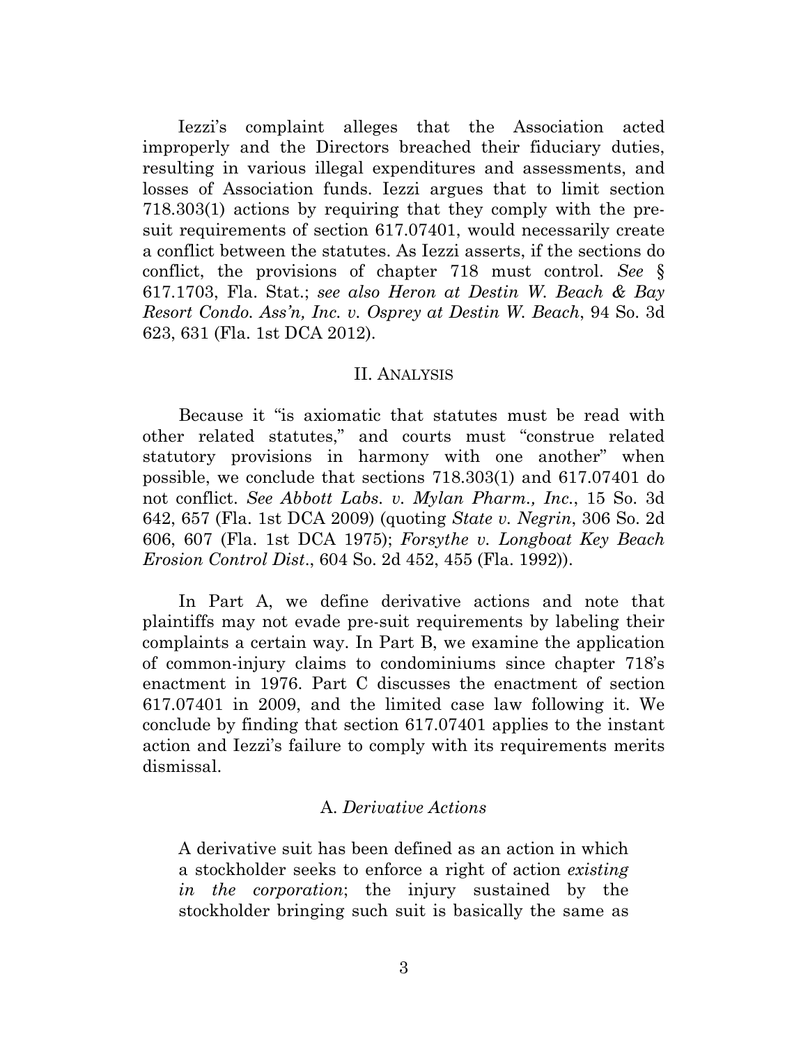Iezzi's complaint alleges that the Association acted improperly and the Directors breached their fiduciary duties, resulting in various illegal expenditures and assessments, and losses of Association funds. Iezzi argues that to limit section 718.303(1) actions by requiring that they comply with the pre-suit requirements of section 617.07401, would necessarily create a conflict between the statutes. As Iezzi asserts, if the sections do conflict, the provisions of chapter 718 must control. *See* § 617.1703, Fla. Stat.; *see also Heron at Destin W. Beach & Bay Resort Condo. Ass'n, Inc. v. Osprey at Destin W. Beach*, 94 So. 3d 623, 631 (Fla. 1st DCA 2012).

## II. Analysis

Because it "is axiomatic that statutes must be read with other related statutes," and courts must "construe related statutory provisions in harmony with one another" when possible, we conclude that sections 718.303(1) and 617.07401 do not conflict. *See Abbott Labs. v. Mylan Pharm., Inc.*, 15 So. 3d 642, 657 (Fla. 1st DCA 2009) (quoting *State v. Negrin*, 306 So. 2d 606, 607 (Fla. 1st DCA 1975); *Forsythe v. Longboat Key Beach Erosion Control Dist.*, 604 So. 2d 452, 455 (Fla. 1992)).

In Part A, we define derivative actions and note that plaintiffs may not evade pre-suit requirements by labeling their complaints a certain way. In Part B, we examine the application of common-injury claims to condominiums since chapter 718's enactment in 1976. Part C discusses the enactment of section 617.07401 in 2009, and the limited case law following it. We conclude by finding that section 617.07401 applies to the instant action and Iezzi's failure to comply with its requirements merits dismissal.

### A. *Derivative Actions*

> A derivative suit has been defined as an action in which a stockholder seeks to enforce a right of action *existing in the corporation*; the injury sustained by the stockholder bringing such suit is basically the same as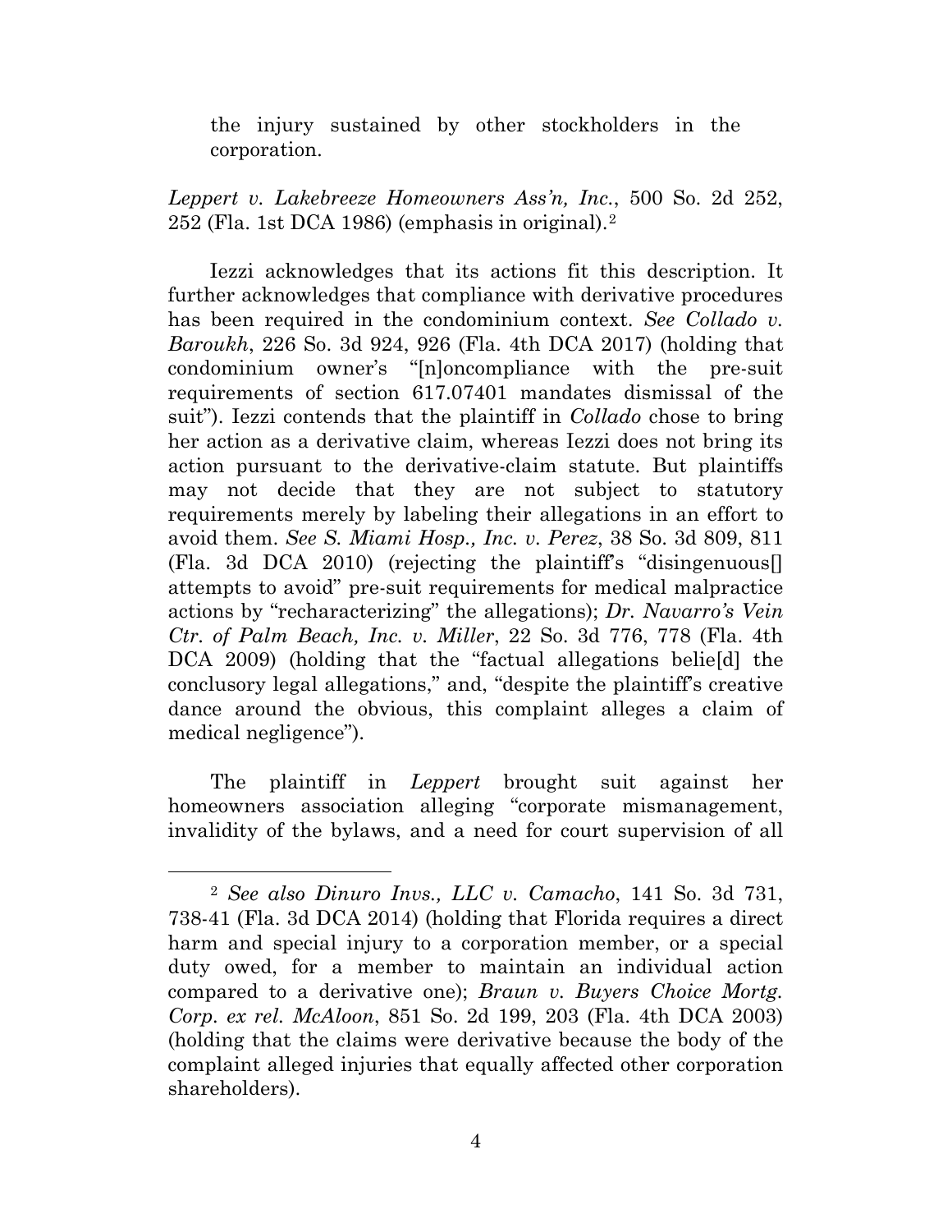the injury sustained by other stockholders in the corporation.

*Leppert v. Lakebreeze Homeowners Ass'n, Inc.*, 500 So. 2d 252, 252 (Fla. 1st DCA 1986) (emphasis in original).[2]

Iezzi acknowledges that its actions fit this description. It further acknowledges that compliance with derivative procedures has been required in the condominium context. *See Collado v. Baroukh*, 226 So. 3d 924, 926 (Fla. 4th DCA 2017) (holding that condominium owner's "[n]oncompliance with the pre-suit requirements of section 617.07401 mandates dismissal of the suit"). Iezzi contends that the plaintiff in *Collado* chose to bring her action as a derivative claim, whereas Iezzi does not bring its action pursuant to the derivative-claim statute. But plaintiffs may not decide that they are not subject to statutory requirements merely by labeling their allegations in an effort to avoid them. *See S. Miami Hosp., Inc. v. Perez*, 38 So. 3d 809, 811 (Fla. 3d DCA 2010) (rejecting the plaintiff's "disingenuous[] attempts to avoid" pre-suit requirements for medical malpractice actions by "recharacterizing" the allegations); *Dr. Navarro's Vein Ctr. of Palm Beach, Inc. v. Miller*, 22 So. 3d 776, 778 (Fla. 4th DCA 2009) (holding that the "factual allegations belie[d] the conclusory legal allegations," and, "despite the plaintiff's creative dance around the obvious, this complaint alleges a claim of medical negligence").

The plaintiff in *Leppert* brought suit against her homeowners association alleging "corporate mismanagement, invalidity of the bylaws, and a need for court supervision of all

---

[2] *See also Dinuro Invs., LLC v. Camacho*, 141 So. 3d 731, 738-41 (Fla. 3d DCA 2014) (holding that Florida requires a direct harm and special injury to a corporation member, or a special duty owed, for a member to maintain an individual action compared to a derivative one); *Braun v. Buyers Choice Mortg. Corp. ex rel. McAloon*, 851 So. 2d 199, 203 (Fla. 4th DCA 2003) (holding that the claims were derivative because the body of the complaint alleged injuries that equally affected other corporation shareholders).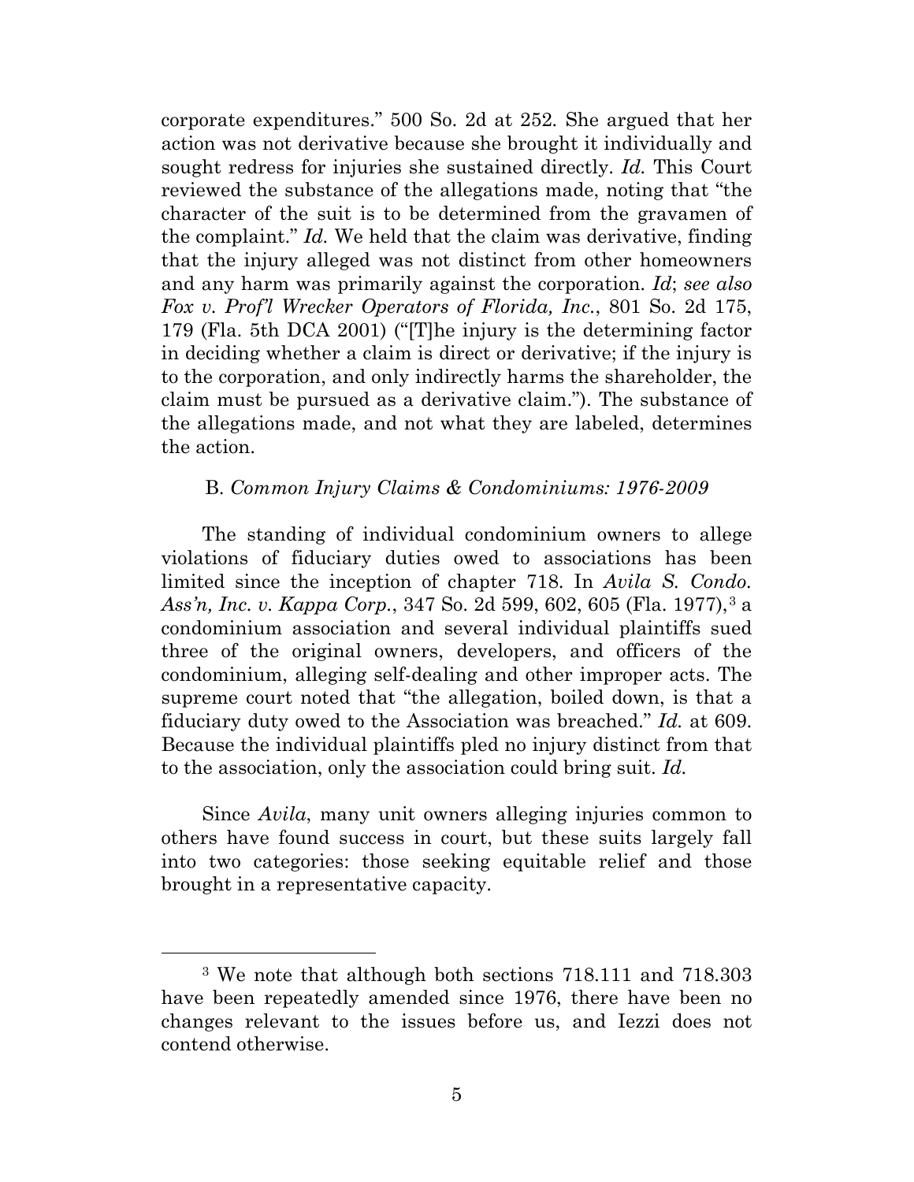corporate expenditures." 500 So. 2d at 252. She argued that her action was not derivative because she brought it individually and sought redress for injuries she sustained directly. *Id.* This Court reviewed the substance of the allegations made, noting that "the character of the suit is to be determined from the gravamen of the complaint." *Id.* We held that the claim was derivative, finding that the injury alleged was not distinct from other homeowners and any harm was primarily against the corporation. *Id*; *see also Fox v. Prof'l Wrecker Operators of Florida, Inc.*, 801 So. 2d 175, 179 (Fla. 5th DCA 2001) ("[T]he injury is the determining factor in deciding whether a claim is direct or derivative; if the injury is to the corporation, and only indirectly harms the shareholder, the claim must be pursued as a derivative claim."). The substance of the allegations made, and not what they are labeled, determines the action.

B. *Common Injury Claims & Condominiums: 1976-2009*

The standing of individual condominium owners to allege violations of fiduciary duties owed to associations has been limited since the inception of chapter 718. In *Avila S. Condo. Ass'n, Inc. v. Kappa Corp.*, 347 So. 2d 599, 602, 605 (Fla. 1977),[3] a condominium association and several individual plaintiffs sued three of the original owners, developers, and officers of the condominium, alleging self-dealing and other improper acts. The supreme court noted that "the allegation, boiled down, is that a fiduciary duty owed to the Association was breached." *Id.* at 609. Because the individual plaintiffs pled no injury distinct from that to the association, only the association could bring suit. *Id.*

Since *Avila*, many unit owners alleging injuries common to others have found success in court, but these suits largely fall into two categories: those seeking equitable relief and those brought in a representative capacity.

---

[3] We note that although both sections 718.111 and 718.303 have been repeatedly amended since 1976, there have been no changes relevant to the issues before us, and Iezzi does not contend otherwise.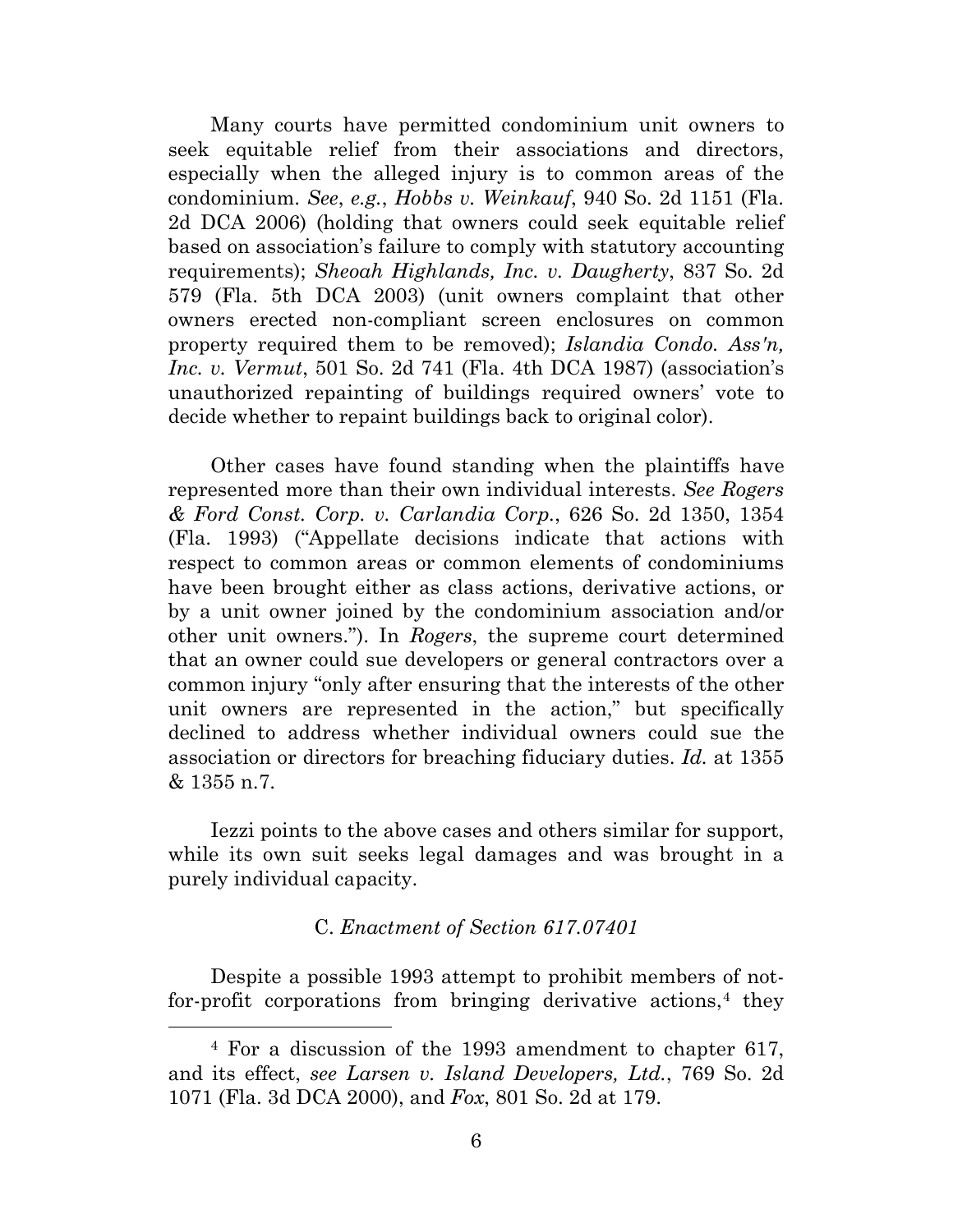Many courts have permitted condominium unit owners to seek equitable relief from their associations and directors, especially when the alleged injury is to common areas of the condominium. *See*, *e.g.*, *Hobbs v. Weinkauf*, 940 So. 2d 1151 (Fla. 2d DCA 2006) (holding that owners could seek equitable relief based on association's failure to comply with statutory accounting requirements); *Sheoah Highlands, Inc. v. Daugherty*, 837 So. 2d 579 (Fla. 5th DCA 2003) (unit owners complaint that other owners erected non-compliant screen enclosures on common property required them to be removed); *Islandia Condo. Ass'n, Inc. v. Vermut*, 501 So. 2d 741 (Fla. 4th DCA 1987) (association's unauthorized repainting of buildings required owners' vote to decide whether to repaint buildings back to original color).

Other cases have found standing when the plaintiffs have represented more than their own individual interests. *See Rogers & Ford Const. Corp. v. Carlandia Corp.*, 626 So. 2d 1350, 1354 (Fla. 1993) ("Appellate decisions indicate that actions with respect to common areas or common elements of condominiums have been brought either as class actions, derivative actions, or by a unit owner joined by the condominium association and/or other unit owners."). In *Rogers*, the supreme court determined that an owner could sue developers or general contractors over a common injury "only after ensuring that the interests of the other unit owners are represented in the action," but specifically declined to address whether individual owners could sue the association or directors for breaching fiduciary duties. *Id.* at 1355 & 1355 n.7.

Iezzi points to the above cases and others similar for support, while its own suit seeks legal damages and was brought in a purely individual capacity.

### C. *Enactment of Section 617.07401*

Despite a possible 1993 attempt to prohibit members of not-for-profit corporations from bringing derivative actions,[4] they

---

[4] For a discussion of the 1993 amendment to chapter 617, and its effect, *see Larsen v. Island Developers, Ltd.*, 769 So. 2d 1071 (Fla. 3d DCA 2000), and *Fox*, 801 So. 2d at 179.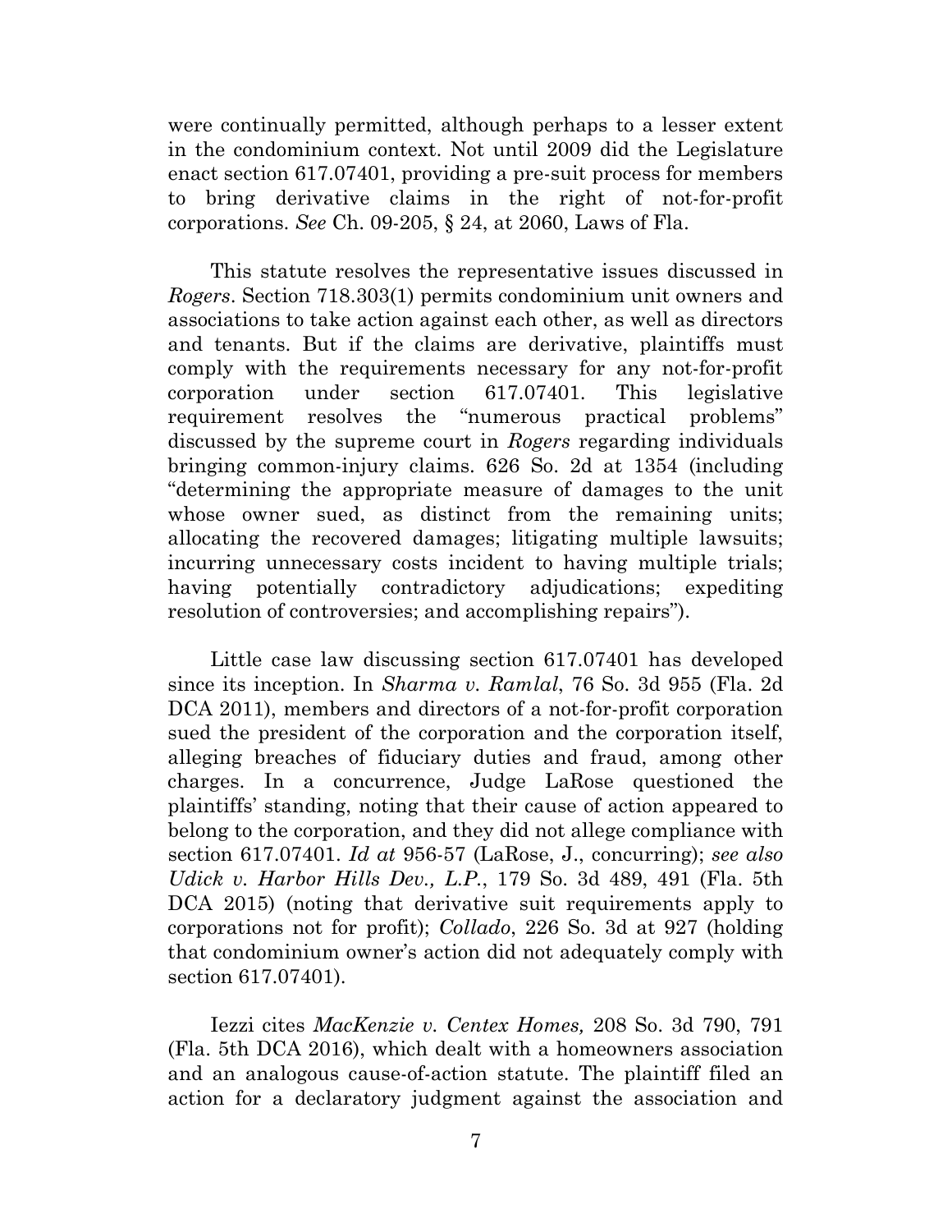were continually permitted, although perhaps to a lesser extent in the condominium context. Not until 2009 did the Legislature enact section 617.07401, providing a pre-suit process for members to bring derivative claims in the right of not-for-profit corporations. *See* Ch. 09-205, § 24, at 2060, Laws of Fla.

This statute resolves the representative issues discussed in *Rogers*. Section 718.303(1) permits condominium unit owners and associations to take action against each other, as well as directors and tenants. But if the claims are derivative, plaintiffs must comply with the requirements necessary for any not-for-profit corporation under section 617.07401. This legislative requirement resolves the "numerous practical problems" discussed by the supreme court in *Rogers* regarding individuals bringing common-injury claims. 626 So. 2d at 1354 (including "determining the appropriate measure of damages to the unit whose owner sued, as distinct from the remaining units; allocating the recovered damages; litigating multiple lawsuits; incurring unnecessary costs incident to having multiple trials; having potentially contradictory adjudications; expediting resolution of controversies; and accomplishing repairs").

Little case law discussing section 617.07401 has developed since its inception. In *Sharma v. Ramlal*, 76 So. 3d 955 (Fla. 2d DCA 2011), members and directors of a not-for-profit corporation sued the president of the corporation and the corporation itself, alleging breaches of fiduciary duties and fraud, among other charges. In a concurrence, Judge LaRose questioned the plaintiffs' standing, noting that their cause of action appeared to belong to the corporation, and they did not allege compliance with section 617.07401. *Id at* 956-57 (LaRose, J., concurring); *see also Udick v. Harbor Hills Dev., L.P.*, 179 So. 3d 489, 491 (Fla. 5th DCA 2015) (noting that derivative suit requirements apply to corporations not for profit); *Collado*, 226 So. 3d at 927 (holding that condominium owner's action did not adequately comply with section 617.07401).

Iezzi cites *MacKenzie v. Centex Homes,* 208 So. 3d 790, 791 (Fla. 5th DCA 2016), which dealt with a homeowners association and an analogous cause-of-action statute. The plaintiff filed an action for a declaratory judgment against the association and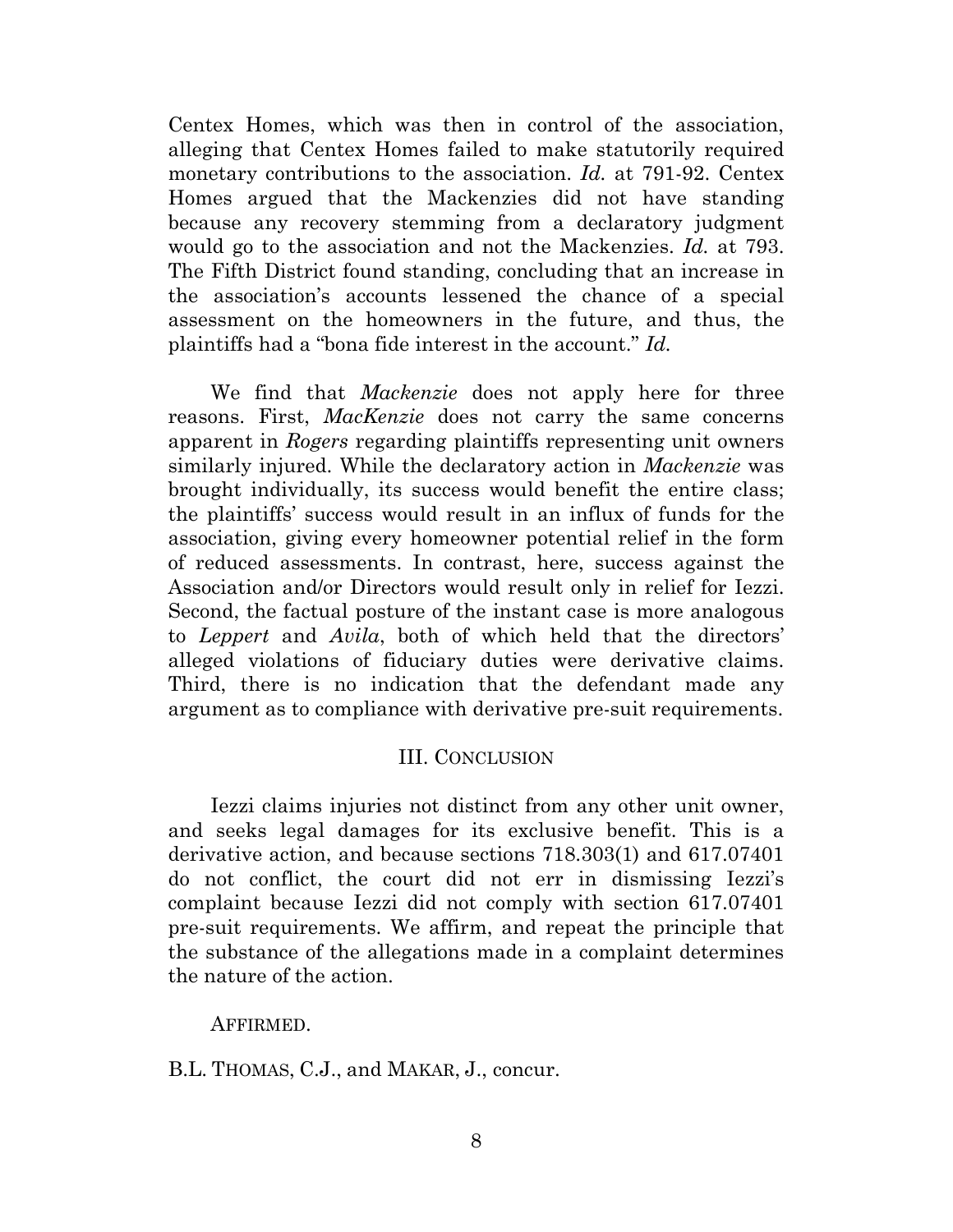Centex Homes, which was then in control of the association, alleging that Centex Homes failed to make statutorily required monetary contributions to the association. *Id.* at 791-92. Centex Homes argued that the Mackenzies did not have standing because any recovery stemming from a declaratory judgment would go to the association and not the Mackenzies. *Id.* at 793. The Fifth District found standing, concluding that an increase in the association's accounts lessened the chance of a special assessment on the homeowners in the future, and thus, the plaintiffs had a "bona fide interest in the account." *Id.*

We find that *Mackenzie* does not apply here for three reasons. First, *MacKenzie* does not carry the same concerns apparent in *Rogers* regarding plaintiffs representing unit owners similarly injured. While the declaratory action in *Mackenzie* was brought individually, its success would benefit the entire class; the plaintiffs' success would result in an influx of funds for the association, giving every homeowner potential relief in the form of reduced assessments. In contrast, here, success against the Association and/or Directors would result only in relief for Iezzi. Second, the factual posture of the instant case is more analogous to *Leppert* and *Avila*, both of which held that the directors' alleged violations of fiduciary duties were derivative claims. Third, there is no indication that the defendant made any argument as to compliance with derivative pre-suit requirements.

## III. CONCLUSION

Iezzi claims injuries not distinct from any other unit owner, and seeks legal damages for its exclusive benefit. This is a derivative action, and because sections 718.303(1) and 617.07401 do not conflict, the court did not err in dismissing Iezzi's complaint because Iezzi did not comply with section 617.07401 pre-suit requirements. We affirm, and repeat the principle that the substance of the allegations made in a complaint determines the nature of the action.

AFFIRMED.

B.L. THOMAS, C.J., and MAKAR, J., concur.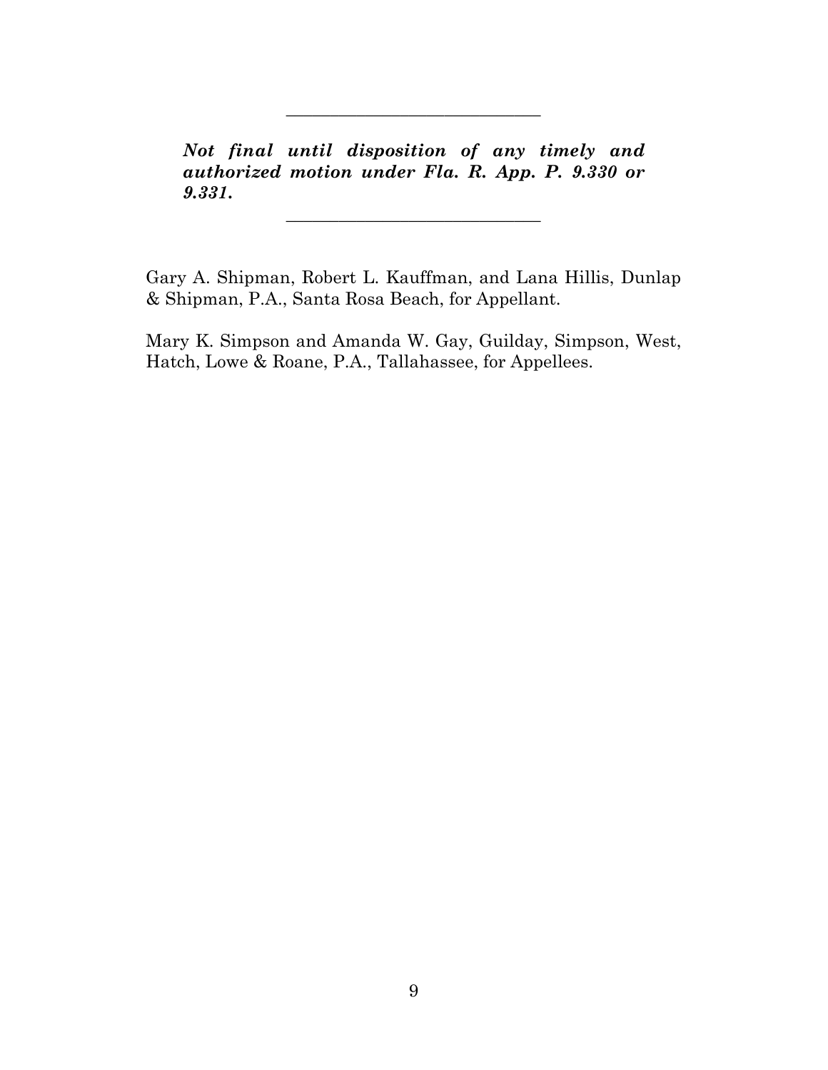---

***Not final until disposition of any timely and authorized motion under Fla. R. App. P. 9.330 or 9.331.***

---

Gary A. Shipman, Robert L. Kauffman, and Lana Hillis, Dunlap & Shipman, P.A., Santa Rosa Beach, for Appellant.

Mary K. Simpson and Amanda W. Gay, Guilday, Simpson, West, Hatch, Lowe & Roane, P.A., Tallahassee, for Appellees.